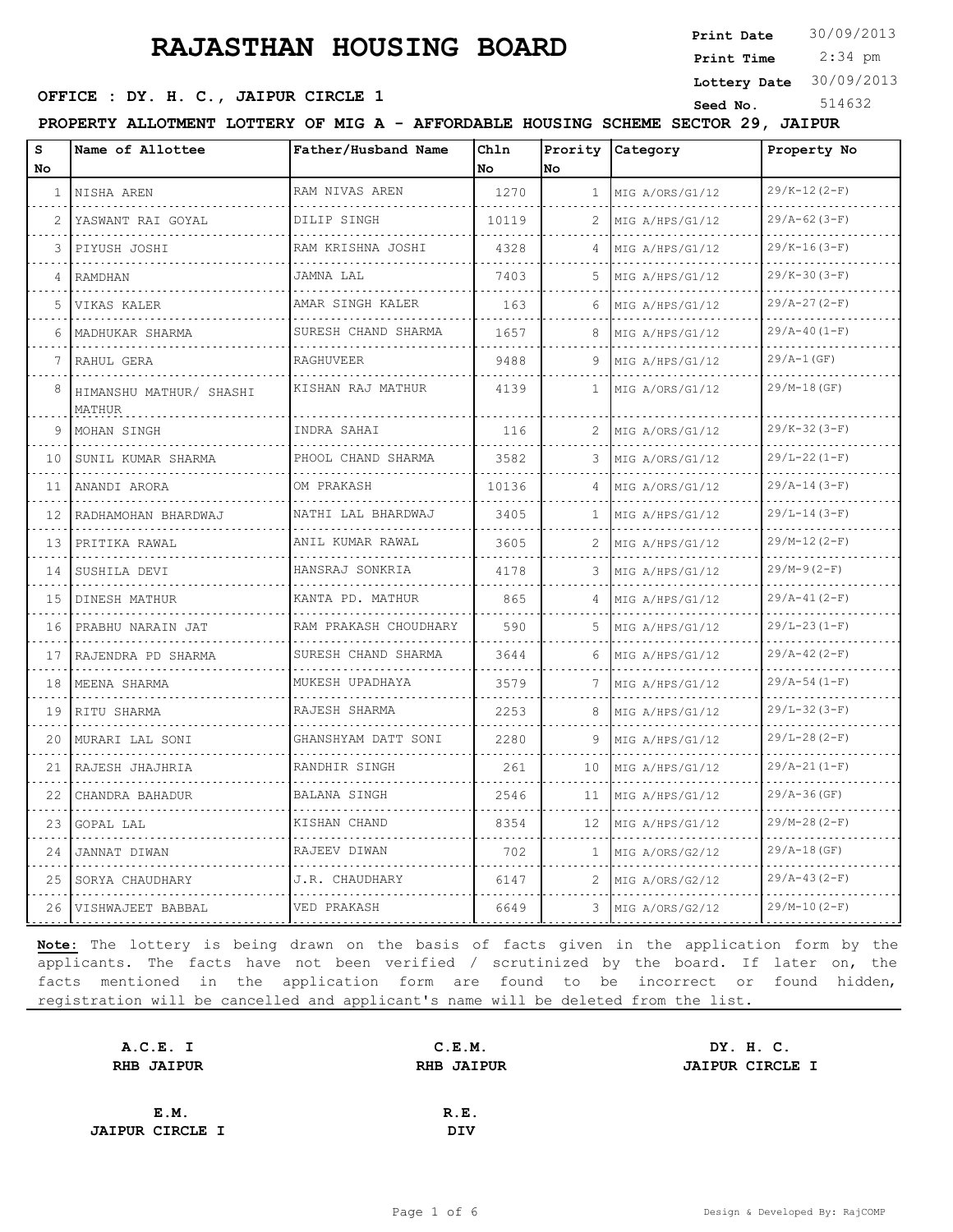# RAJASTHAN HOUSING BOARD

**Print Date** 30/09/2013
**Print Time** 2:34 pm
**Lottery Date** 30/09/2013
**Seed No.** 514632

**OFFICE : DY. H. C., JAIPUR CIRCLE 1**

**PROPERTY ALLOTMENT LOTTERY OF MIG A - AFFORDABLE HOUSING SCHEME SECTOR 29, JAIPUR**

| S No | Name of Allottee | Father/Husband Name | Chln No | Prority No | Category | Property No |
|---|---|---|---|---|---|---|
| 1 | NISHA AREN | RAM NIVAS AREN | 1270 | 1 | MIG A/ORS/G1/12 | 29/K-12(2-F) |
| 2 | YASWANT RAI GOYAL | DILIP SINGH | 10119 | 2 | MIG A/HPS/G1/12 | 29/A-62(3-F) |
| 3 | PIYUSH JOSHI | RAM KRISHNA JOSHI | 4328 | 4 | MIG A/HPS/G1/12 | 29/K-16(3-F) |
| 4 | RAMDHAN | JAMNA LAL | 7403 | 5 | MIG A/HPS/G1/12 | 29/K-30(3-F) |
| 5 | VIKAS KALER | AMAR SINGH KALER | 163 | 6 | MIG A/HPS/G1/12 | 29/A-27(2-F) |
| 6 | MADHUKAR SHARMA | SURESH CHAND SHARMA | 1657 | 8 | MIG A/HPS/G1/12 | 29/A-40(1-F) |
| 7 | RAHUL GERA | RAGHUVEER | 9488 | 9 | MIG A/HPS/G1/12 | 29/A-1(GF) |
| 8 | HIMANSHU MATHUR/ SHASHI MATHUR | KISHAN RAJ MATHUR | 4139 | 1 | MIG A/ORS/G1/12 | 29/M-18(GF) |
| 9 | MOHAN SINGH | INDRA SAHAI | 116 | 2 | MIG A/ORS/G1/12 | 29/K-32(3-F) |
| 10 | SUNIL KUMAR SHARMA | PHOOL CHAND SHARMA | 3582 | 3 | MIG A/ORS/G1/12 | 29/L-22(1-F) |
| 11 | ANANDI ARORA | OM PRAKASH | 10136 | 4 | MIG A/ORS/G1/12 | 29/A-14(3-F) |
| 12 | RADHAMOHAN BHARDWAJ | NATHI LAL BHARDWAJ | 3405 | 1 | MIG A/HPS/G1/12 | 29/L-14(3-F) |
| 13 | PRITIKA RAWAL | ANIL KUMAR RAWAL | 3605 | 2 | MIG A/HPS/G1/12 | 29/M-12(2-F) |
| 14 | SUSHILA DEVI | HANSRAJ SONKRIA | 4178 | 3 | MIG A/HPS/G1/12 | 29/M-9(2-F) |
| 15 | DINESH MATHUR | KANTA PD. MATHUR | 865 | 4 | MIG A/HPS/G1/12 | 29/A-41(2-F) |
| 16 | PRABHU NARAIN JAT | RAM PRAKASH CHOUDHARY | 590 | 5 | MIG A/HPS/G1/12 | 29/L-23(1-F) |
| 17 | RAJENDRA PD SHARMA | SURESH CHAND SHARMA | 3644 | 6 | MIG A/HPS/G1/12 | 29/A-42(2-F) |
| 18 | MEENA SHARMA | MUKESH UPADHAYA | 3579 | 7 | MIG A/HPS/G1/12 | 29/A-54(1-F) |
| 19 | RITU SHARMA | RAJESH SHARMA | 2253 | 8 | MIG A/HPS/G1/12 | 29/L-32(3-F) |
| 20 | MURARI LAL SONI | GHANSHYAM DATT SONI | 2280 | 9 | MIG A/HPS/G1/12 | 29/L-28(2-F) |
| 21 | RAJESH JHAJHRIA | RANDHIR SINGH | 261 | 10 | MIG A/HPS/G1/12 | 29/A-21(1-F) |
| 22 | CHANDRA BAHADUR | BALANA SINGH | 2546 | 11 | MIG A/HPS/G1/12 | 29/A-36(GF) |
| 23 | GOPAL LAL | KISHAN CHAND | 8354 | 12 | MIG A/HPS/G1/12 | 29/M-28(2-F) |
| 24 | JANNAT DIWAN | RAJEEV DIWAN | 702 | 1 | MIG A/ORS/G2/12 | 29/A-18(GF) |
| 25 | SORYA CHAUDHARY | J.R. CHAUDHARY | 6147 | 2 | MIG A/ORS/G2/12 | 29/A-43(2-F) |
| 26 | VISHWAJEET BABBAL | VED PRAKASH | 6649 | 3 | MIG A/ORS/G2/12 | 29/M-10(2-F) |

**Note:** The lottery is being drawn on the basis of facts given in the application form by the applicants. The facts have not been verified / scrutinized by the board. If later on, the facts mentioned in the application form are found to be incorrect or found hidden, registration will be cancelled and applicant's name will be deleted from the list.

**A.C.E. I**
**RHB JAIPUR**

**C.E.M.**
**RHB JAIPUR**

**DY. H. C.**
**JAIPUR CIRCLE I**

**E.M.**
**JAIPUR CIRCLE I**

**R.E.**
**DIV**

Design & Developed By: RajCOMP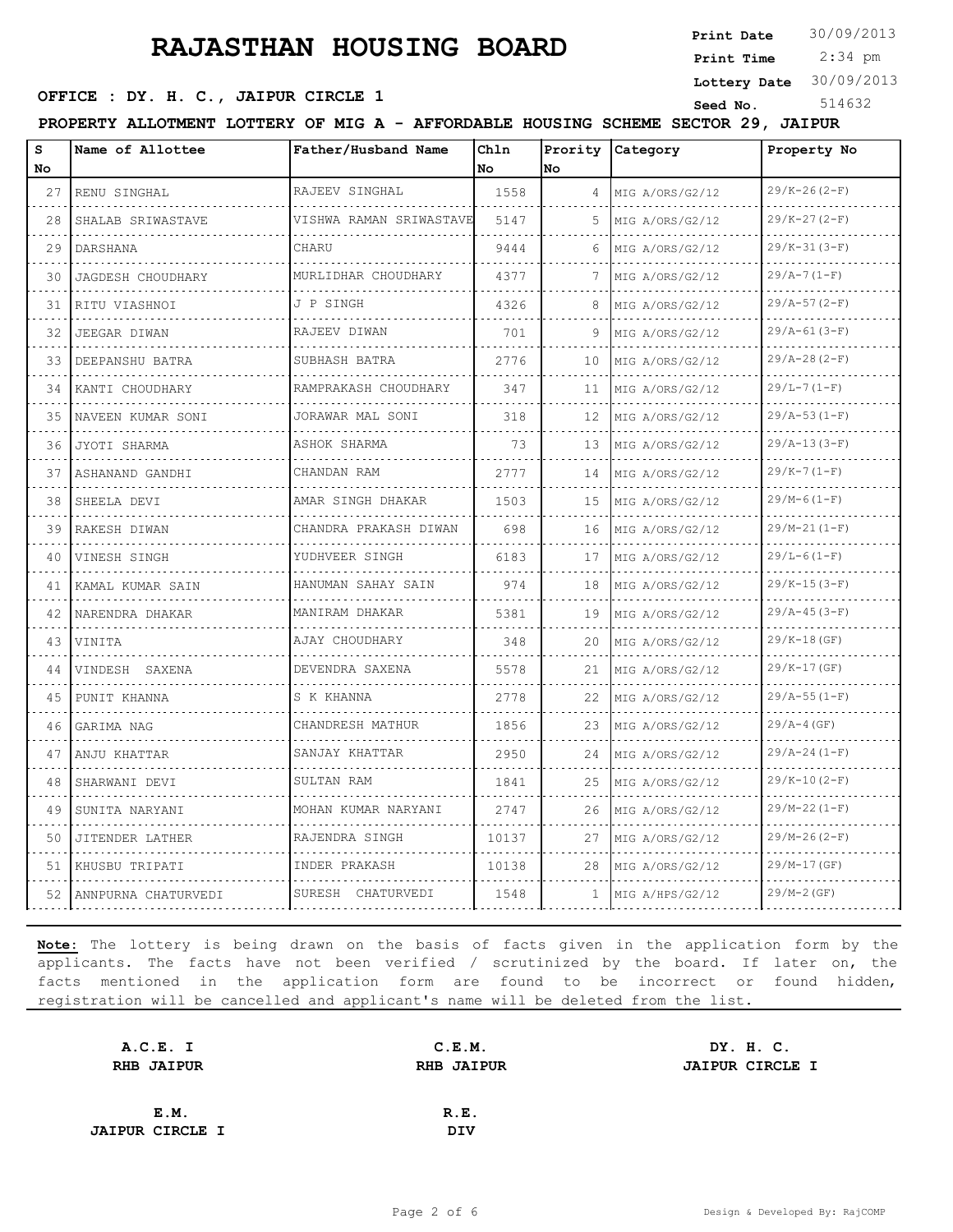# RAJASTHAN HOUSING BOARD

**Print Date** 30/09/2013
**Print Time** 2:34 pm
**Lottery Date** 30/09/2013
**Seed No.** 514632

**OFFICE : DY. H. C., JAIPUR CIRCLE 1**

**PROPERTY ALLOTMENT LOTTERY OF MIG A - AFFORDABLE HOUSING SCHEME SECTOR 29, JAIPUR**

| S No | Name of Allottee | Father/Husband Name | Chln No | Prority No | Category | Property No |
|---|---|---|---|---|---|---|
| 27 | RENU SINGHAL | RAJEEV SINGHAL | 1558 | 4 | MIG A/ORS/G2/12 | 29/K-26(2-F) |
| 28 | SHALAB SRIWASTAVE | VISHWA RAMAN SRIWASTAVE | 5147 | 5 | MIG A/ORS/G2/12 | 29/K-27(2-F) |
| 29 | DARSHANA | CHARU | 9444 | 6 | MIG A/ORS/G2/12 | 29/K-31(3-F) |
| 30 | JAGDESH CHOUDHARY | MURLIDHAR CHOUDHARY | 4377 | 7 | MIG A/ORS/G2/12 | 29/A-7(1-F) |
| 31 | RITU VIASHNOI | J P SINGH | 4326 | 8 | MIG A/ORS/G2/12 | 29/A-57(2-F) |
| 32 | JEEGAR DIWAN | RAJEEV DIWAN | 701 | 9 | MIG A/ORS/G2/12 | 29/A-61(3-F) |
| 33 | DEEPANSHU BATRA | SUBHASH BATRA | 2776 | 10 | MIG A/ORS/G2/12 | 29/A-28(2-F) |
| 34 | KANTI CHOUDHARY | RAMPRAKASH CHOUDHARY | 347 | 11 | MIG A/ORS/G2/12 | 29/L-7(1-F) |
| 35 | NAVEEN KUMAR SONI | JORAWAR MAL SONI | 318 | 12 | MIG A/ORS/G2/12 | 29/A-53(1-F) |
| 36 | JYOTI SHARMA | ASHOK SHARMA | 73 | 13 | MIG A/ORS/G2/12 | 29/A-13(3-F) |
| 37 | ASHANAND GANDHI | CHANDAN RAM | 2777 | 14 | MIG A/ORS/G2/12 | 29/K-7(1-F) |
| 38 | SHEELA DEVI | AMAR SINGH DHAKAR | 1503 | 15 | MIG A/ORS/G2/12 | 29/M-6(1-F) |
| 39 | RAKESH DIWAN | CHANDRA PRAKASH DIWAN | 698 | 16 | MIG A/ORS/G2/12 | 29/M-21(1-F) |
| 40 | VINESH SINGH | YUDHVEER SINGH | 6183 | 17 | MIG A/ORS/G2/12 | 29/L-6(1-F) |
| 41 | KAMAL KUMAR SAIN | HANUMAN SAHAY SAIN | 974 | 18 | MIG A/ORS/G2/12 | 29/K-15(3-F) |
| 42 | NARENDRA DHAKAR | MANIRAM DHAKAR | 5381 | 19 | MIG A/ORS/G2/12 | 29/A-45(3-F) |
| 43 | VINITA | AJAY CHOUDHARY | 348 | 20 | MIG A/ORS/G2/12 | 29/K-18(GF) |
| 44 | VINDESH SAXENA | DEVENDRA SAXENA | 5578 | 21 | MIG A/ORS/G2/12 | 29/K-17(GF) |
| 45 | PUNIT KHANNA | S K KHANNA | 2778 | 22 | MIG A/ORS/G2/12 | 29/A-55(1-F) |
| 46 | GARIMA NAG | CHANDRESH MATHUR | 1856 | 23 | MIG A/ORS/G2/12 | 29/A-4(GF) |
| 47 | ANJU KHATTAR | SANJAY KHATTAR | 2950 | 24 | MIG A/ORS/G2/12 | 29/A-24(1-F) |
| 48 | SHARWANI DEVI | SULTAN RAM | 1841 | 25 | MIG A/ORS/G2/12 | 29/K-10(2-F) |
| 49 | SUNITA NARYANI | MOHAN KUMAR NARYANI | 2747 | 26 | MIG A/ORS/G2/12 | 29/M-22(1-F) |
| 50 | JITENDER LATHER | RAJENDRA SINGH | 10137 | 27 | MIG A/ORS/G2/12 | 29/M-26(2-F) |
| 51 | KHUSBU TRIPATI | INDER PRAKASH | 10138 | 28 | MIG A/ORS/G2/12 | 29/M-17(GF) |
| 52 | ANNPURNA CHATURVEDI | SURESH CHATURVEDI | 1548 | 1 | MIG A/HPS/G2/12 | 29/M-2(GF) |

**Note:** The lottery is being drawn on the basis of facts given in the application form by the applicants. The facts have not been verified / scrutinized by the board. If later on, the facts mentioned in the application form are found to be incorrect or found hidden, registration will be cancelled and applicant's name will be deleted from the list.

**A.C.E. I**
**RHB JAIPUR**

**C.E.M.**
**RHB JAIPUR**

**DY. H. C.**
**JAIPUR CIRCLE I**

**E.M.**
**JAIPUR CIRCLE I**

**R.E.**
**DIV**

Design & Developed By: RajCOMP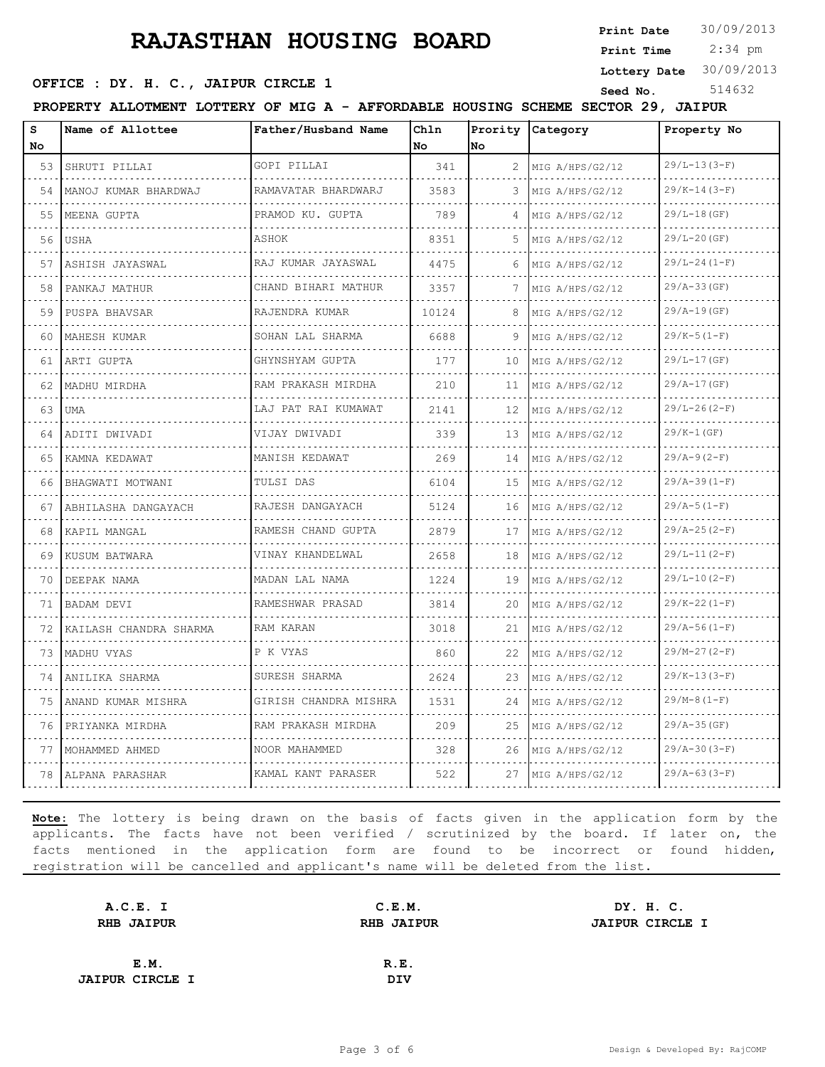# RAJASTHAN HOUSING BOARD

**Print Date** 30/09/2013
**Print Time** 2:34 pm
**Lottery Date** 30/09/2013
**Seed No.** 514632

**OFFICE : DY. H. C., JAIPUR CIRCLE 1**

**PROPERTY ALLOTMENT LOTTERY OF MIG A - AFFORDABLE HOUSING SCHEME SECTOR 29, JAIPUR**

| S No | Name of Allottee | Father/Husband Name | Chln No | Prority No | Category | Property No |
|---|---|---|---|---|---|---|
| 53 | SHRUTI PILLAI | GOPI PILLAI | 341 | 2 | MIG A/HPS/G2/12 | 29/L-13(3-F) |
| 54 | MANOJ KUMAR BHARDWAJ | RAMAVATAR BHARDWARJ | 3583 | 3 | MIG A/HPS/G2/12 | 29/K-14(3-F) |
| 55 | MEENA GUPTA | PRAMOD KU. GUPTA | 789 | 4 | MIG A/HPS/G2/12 | 29/L-18(GF) |
| 56 | USHA | ASHOK | 8351 | 5 | MIG A/HPS/G2/12 | 29/L-20(GF) |
| 57 | ASHISH JAYASWAL | RAJ KUMAR JAYASWAL | 4475 | 6 | MIG A/HPS/G2/12 | 29/L-24(1-F) |
| 58 | PANKAJ MATHUR | CHAND BIHARI MATHUR | 3357 | 7 | MIG A/HPS/G2/12 | 29/A-33(GF) |
| 59 | PUSPA BHAVSAR | RAJENDRA KUMAR | 10124 | 8 | MIG A/HPS/G2/12 | 29/A-19(GF) |
| 60 | MAHESH KUMAR | SOHAN LAL SHARMA | 6688 | 9 | MIG A/HPS/G2/12 | 29/K-5(1-F) |
| 61 | ARTI GUPTA | GHYNSHYAM GUPTA | 177 | 10 | MIG A/HPS/G2/12 | 29/L-17(GF) |
| 62 | MADHU MIRDHA | RAM PRAKASH MIRDHA | 210 | 11 | MIG A/HPS/G2/12 | 29/A-17(GF) |
| 63 | UMA | LAJ PAT RAI KUMAWAT | 2141 | 12 | MIG A/HPS/G2/12 | 29/L-26(2-F) |
| 64 | ADITI DWIVADI | VIJAY DWIVADI | 339 | 13 | MIG A/HPS/G2/12 | 29/K-1(GF) |
| 65 | KAMNA KEDAWAT | MANISH KEDAWAT | 269 | 14 | MIG A/HPS/G2/12 | 29/A-9(2-F) |
| 66 | BHAGWATI MOTWANI | TULSI DAS | 6104 | 15 | MIG A/HPS/G2/12 | 29/A-39(1-F) |
| 67 | ABHILASHA DANGAYACH | RAJESH DANGAYACH | 5124 | 16 | MIG A/HPS/G2/12 | 29/A-5(1-F) |
| 68 | KAPIL MANGAL | RAMESH CHAND GUPTA | 2879 | 17 | MIG A/HPS/G2/12 | 29/A-25(2-F) |
| 69 | KUSUM BATWARA | VINAY KHANDELWAL | 2658 | 18 | MIG A/HPS/G2/12 | 29/L-11(2-F) |
| 70 | DEEPAK NAMA | MADAN LAL NAMA | 1224 | 19 | MIG A/HPS/G2/12 | 29/L-10(2-F) |
| 71 | BADAM DEVI | RAMESHWAR PRASAD | 3814 | 20 | MIG A/HPS/G2/12 | 29/K-22(1-F) |
| 72 | KAILASH CHANDRA SHARMA | RAM KARAN | 3018 | 21 | MIG A/HPS/G2/12 | 29/A-56(1-F) |
| 73 | MADHU VYAS | P K VYAS | 860 | 22 | MIG A/HPS/G2/12 | 29/M-27(2-F) |
| 74 | ANILIKA SHARMA | SURESH SHARMA | 2624 | 23 | MIG A/HPS/G2/12 | 29/K-13(3-F) |
| 75 | ANAND KUMAR MISHRA | GIRISH CHANDRA MISHRA | 1531 | 24 | MIG A/HPS/G2/12 | 29/M-8(1-F) |
| 76 | PRIYANKA MIRDHA | RAM PRAKASH MIRDHA | 209 | 25 | MIG A/HPS/G2/12 | 29/A-35(GF) |
| 77 | MOHAMMED AHMED | NOOR MAHAMMED | 328 | 26 | MIG A/HPS/G2/12 | 29/A-30(3-F) |
| 78 | ALPANA PARASHAR | KAMAL KANT PARASER | 522 | 27 | MIG A/HPS/G2/12 | 29/A-63(3-F) |

**Note:** The lottery is being drawn on the basis of facts given in the application form by the applicants. The facts have not been verified / scrutinized by the board. If later on, the facts mentioned in the application form are found to be incorrect or found hidden, registration will be cancelled and applicant's name will be deleted from the list.

| A.C.E. I<br>RHB JAIPUR | C.E.M.<br>RHB JAIPUR | DY. H. C.<br>JAIPUR CIRCLE I |
|---|---|---|
| E.M.<br>JAIPUR CIRCLE I | R.E.<br>DIV | |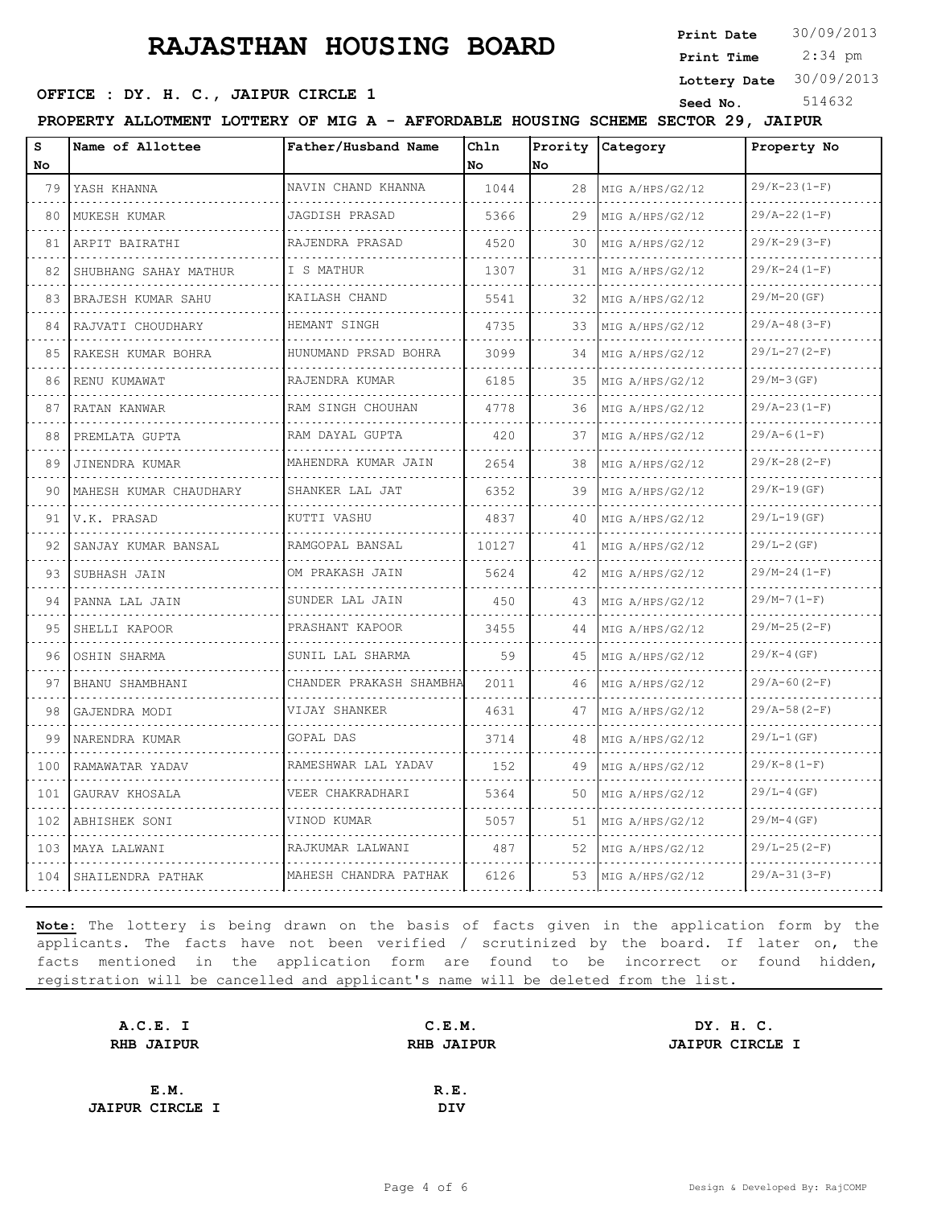# RAJASTHAN HOUSING BOARD

**Print Date** 30/09/2013
**Print Time** 2:34 pm
**Lottery Date** 30/09/2013
**Seed No.** 514632

**OFFICE : DY. H. C., JAIPUR CIRCLE 1**

**PROPERTY ALLOTMENT LOTTERY OF MIG A - AFFORDABLE HOUSING SCHEME SECTOR 29, JAIPUR**

| S No | Name of Allottee | Father/Husband Name | Chln No | Prority No | Category | Property No |
|---|---|---|---|---|---|---|
| 79 | YASH KHANNA | NAVIN CHAND KHANNA | 1044 | 28 | MIG A/HPS/G2/12 | 29/K-23(1-F) |
| 80 | MUKESH KUMAR | JAGDISH PRASAD | 5366 | 29 | MIG A/HPS/G2/12 | 29/A-22(1-F) |
| 81 | ARPIT BAIRATHI | RAJENDRA PRASAD | 4520 | 30 | MIG A/HPS/G2/12 | 29/K-29(3-F) |
| 82 | SHUBHANG SAHAY MATHUR | I S MATHUR | 1307 | 31 | MIG A/HPS/G2/12 | 29/K-24(1-F) |
| 83 | BRAJESH KUMAR SAHU | KAILASH CHAND | 5541 | 32 | MIG A/HPS/G2/12 | 29/M-20(GF) |
| 84 | RAJVATI CHOUDHARY | HEMANT SINGH | 4735 | 33 | MIG A/HPS/G2/12 | 29/A-48(3-F) |
| 85 | RAKESH KUMAR BOHRA | HUNUMAND PRSAD BOHRA | 3099 | 34 | MIG A/HPS/G2/12 | 29/L-27(2-F) |
| 86 | RENU KUMAWAT | RAJENDRA KUMAR | 6185 | 35 | MIG A/HPS/G2/12 | 29/M-3(GF) |
| 87 | RATAN KANWAR | RAM SINGH CHOUHAN | 4778 | 36 | MIG A/HPS/G2/12 | 29/A-23(1-F) |
| 88 | PREMLATA GUPTA | RAM DAYAL GUPTA | 420 | 37 | MIG A/HPS/G2/12 | 29/A-6(1-F) |
| 89 | JINENDRA KUMAR | MAHENDRA KUMAR JAIN | 2654 | 38 | MIG A/HPS/G2/12 | 29/K-28(2-F) |
| 90 | MAHESH KUMAR CHAUDHARY | SHANKER LAL JAT | 6352 | 39 | MIG A/HPS/G2/12 | 29/K-19(GF) |
| 91 | V.K. PRASAD | KUTTI VASHU | 4837 | 40 | MIG A/HPS/G2/12 | 29/L-19(GF) |
| 92 | SANJAY KUMAR BANSAL | RAMGOPAL BANSAL | 10127 | 41 | MIG A/HPS/G2/12 | 29/L-2(GF) |
| 93 | SUBHASH JAIN | OM PRAKASH JAIN | 5624 | 42 | MIG A/HPS/G2/12 | 29/M-24(1-F) |
| 94 | PANNA LAL JAIN | SUNDER LAL JAIN | 450 | 43 | MIG A/HPS/G2/12 | 29/M-7(1-F) |
| 95 | SHELLI KAPOOR | PRASHANT KAPOOR | 3455 | 44 | MIG A/HPS/G2/12 | 29/M-25(2-F) |
| 96 | OSHIN SHARMA | SUNIL LAL SHARMA | 59 | 45 | MIG A/HPS/G2/12 | 29/K-4(GF) |
| 97 | BHANU SHAMBHANI | CHANDER PRAKASH SHAMBHA | 2011 | 46 | MIG A/HPS/G2/12 | 29/A-60(2-F) |
| 98 | GAJENDRA MODI | VIJAY SHANKER | 4631 | 47 | MIG A/HPS/G2/12 | 29/A-58(2-F) |
| 99 | NARENDRA KUMAR | GOPAL DAS | 3714 | 48 | MIG A/HPS/G2/12 | 29/L-1(GF) |
| 100 | RAMAWATAR YADAV | RAMESHWAR LAL YADAV | 152 | 49 | MIG A/HPS/G2/12 | 29/K-8(1-F) |
| 101 | GAURAV KHOSALA | VEER CHAKRADHARI | 5364 | 50 | MIG A/HPS/G2/12 | 29/L-4(GF) |
| 102 | ABHISHEK SONI | VINOD KUMAR | 5057 | 51 | MIG A/HPS/G2/12 | 29/M-4(GF) |
| 103 | MAYA LALWANI | RAJKUMAR LALWANI | 487 | 52 | MIG A/HPS/G2/12 | 29/L-25(2-F) |
| 104 | SHAILENDRA PATHAK | MAHESH CHANDRA PATHAK | 6126 | 53 | MIG A/HPS/G2/12 | 29/A-31(3-F) |

**Note:** The lottery is being drawn on the basis of facts given in the application form by the applicants. The facts have not been verified / scrutinized by the board. If later on, the facts mentioned in the application form are found to be incorrect or found hidden, registration will be cancelled and applicant's name will be deleted from the list.

| | | |
|---|---|---|
| **A.C.E. I**<br>**RHB JAIPUR** | **C.E.M.**<br>**RHB JAIPUR** | **DY. H. C.**<br>**JAIPUR CIRCLE I** |
| **E.M.**<br>**JAIPUR CIRCLE I** | **R.E.**<br>**DIV** | |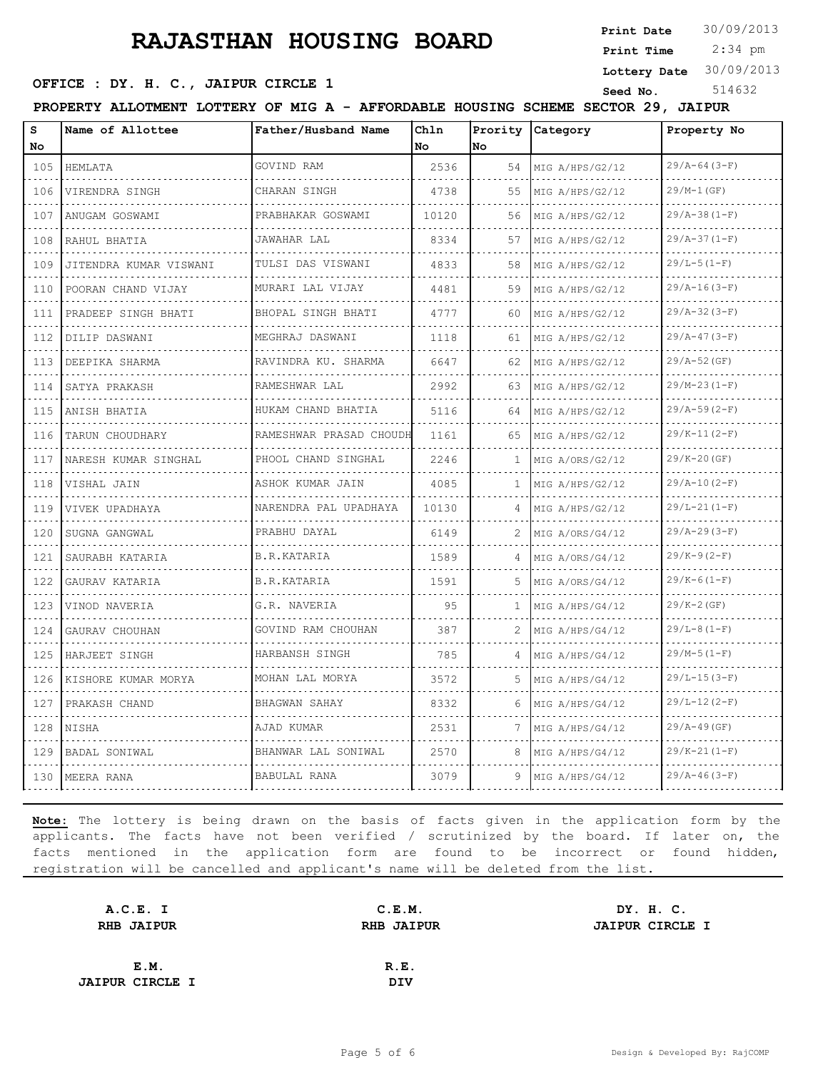# RAJASTHAN HOUSING BOARD

**Print Date** 30/09/2013
**Print Time** 2:34 pm
**Lottery Date** 30/09/2013
**Seed No.** 514632

**OFFICE : DY. H. C., JAIPUR CIRCLE 1**

**PROPERTY ALLOTMENT LOTTERY OF MIG A - AFFORDABLE HOUSING SCHEME SECTOR 29, JAIPUR**

| S No | Name of Allottee | Father/Husband Name | Chln No | Prority No | Category | Property No |
|---|---|---|---|---|---|---|
| 105 | HEMLATA | GOVIND RAM | 2536 | 54 | MIG A/HPS/G2/12 | 29/A-64(3-F) |
| 106 | VIRENDRA SINGH | CHARAN SINGH | 4738 | 55 | MIG A/HPS/G2/12 | 29/M-1(GF) |
| 107 | ANUGAM GOSWAMI | PRABHAKAR GOSWAMI | 10120 | 56 | MIG A/HPS/G2/12 | 29/A-38(1-F) |
| 108 | RAHUL BHATIA | JAWAHAR LAL | 8334 | 57 | MIG A/HPS/G2/12 | 29/A-37(1-F) |
| 109 | JITENDRA KUMAR VISWANI | TULSI DAS VISWANI | 4833 | 58 | MIG A/HPS/G2/12 | 29/L-5(1-F) |
| 110 | POORAN CHAND VIJAY | MURARI LAL VIJAY | 4481 | 59 | MIG A/HPS/G2/12 | 29/A-16(3-F) |
| 111 | PRADEEP SINGH BHATI | BHOPAL SINGH BHATI | 4777 | 60 | MIG A/HPS/G2/12 | 29/A-32(3-F) |
| 112 | DILIP DASWANI | MEGHRAJ DASWANI | 1118 | 61 | MIG A/HPS/G2/12 | 29/A-47(3-F) |
| 113 | DEEPIKA SHARMA | RAVINDRA KU. SHARMA | 6647 | 62 | MIG A/HPS/G2/12 | 29/A-52(GF) |
| 114 | SATYA PRAKASH | RAMESHWAR LAL | 2992 | 63 | MIG A/HPS/G2/12 | 29/M-23(1-F) |
| 115 | ANISH BHATIA | HUKAM CHAND BHATIA | 5116 | 64 | MIG A/HPS/G2/12 | 29/A-59(2-F) |
| 116 | TARUN CHOUDHARY | RAMESHWAR PRASAD CHOUDH | 1161 | 65 | MIG A/HPS/G2/12 | 29/K-11(2-F) |
| 117 | NARESH KUMAR SINGHAL | PHOOL CHAND SINGHAL | 2246 | 1 | MIG A/ORS/G2/12 | 29/K-20(GF) |
| 118 | VISHAL JAIN | ASHOK KUMAR JAIN | 4085 | 1 | MIG A/HPS/G2/12 | 29/A-10(2-F) |
| 119 | VIVEK UPADHAYA | NARENDRA PAL UPADHAYA | 10130 | 4 | MIG A/HPS/G2/12 | 29/L-21(1-F) |
| 120 | SUGNA GANGWAL | PRABHU DAYAL | 6149 | 2 | MIG A/ORS/G4/12 | 29/A-29(3-F) |
| 121 | SAURABH KATARIA | B.R.KATARIA | 1589 | 4 | MIG A/ORS/G4/12 | 29/K-9(2-F) |
| 122 | GAURAV KATARIA | B.R.KATARIA | 1591 | 5 | MIG A/ORS/G4/12 | 29/K-6(1-F) |
| 123 | VINOD NAVERIA | G.R. NAVERIA | 95 | 1 | MIG A/HPS/G4/12 | 29/K-2(GF) |
| 124 | GAURAV CHOUHAN | GOVIND RAM CHOUHAN | 387 | 2 | MIG A/HPS/G4/12 | 29/L-8(1-F) |
| 125 | HARJEET SINGH | HARBANSH SINGH | 785 | 4 | MIG A/HPS/G4/12 | 29/M-5(1-F) |
| 126 | KISHORE KUMAR MORYA | MOHAN LAL MORYA | 3572 | 5 | MIG A/HPS/G4/12 | 29/L-15(3-F) |
| 127 | PRAKASH CHAND | BHAGWAN SAHAY | 8332 | 6 | MIG A/HPS/G4/12 | 29/L-12(2-F) |
| 128 | NISHA | AJAD KUMAR | 2531 | 7 | MIG A/HPS/G4/12 | 29/A-49(GF) |
| 129 | BADAL SONIWAL | BHANWAR LAL SONIWAL | 2570 | 8 | MIG A/HPS/G4/12 | 29/K-21(1-F) |
| 130 | MEERA RANA | BABULAL RANA | 3079 | 9 | MIG A/HPS/G4/12 | 29/A-46(3-F) |

**Note:** The lottery is being drawn on the basis of facts given in the application form by the applicants. The facts have not been verified / scrutinized by the board. If later on, the facts mentioned in the application form are found to be incorrect or found hidden, registration will be cancelled and applicant's name will be deleted from the list.

**A.C.E. I**
**RHB JAIPUR**

**C.E.M.**
**RHB JAIPUR**

**DY. H. C.**
**JAIPUR CIRCLE I**

**E.M.**
**JAIPUR CIRCLE I**

**R.E.**
**DIV**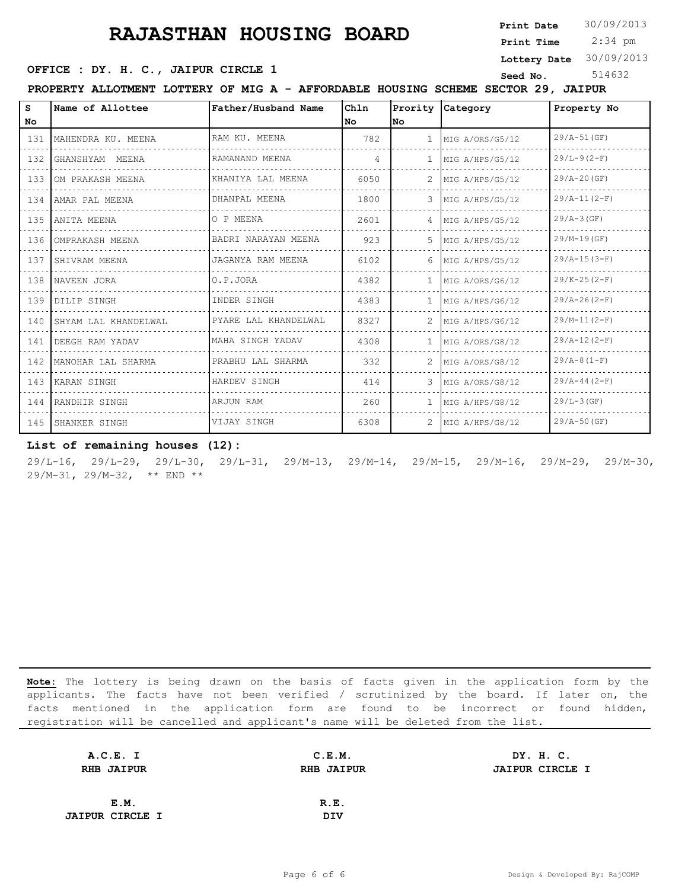# RAJASTHAN HOUSING BOARD

**Print Date** 30/09/2013
**Print Time** 2:34 pm
**Lottery Date** 30/09/2013
**Seed No.** 514632

**OFFICE : DY. H. C., JAIPUR CIRCLE 1**

**PROPERTY ALLOTMENT LOTTERY OF MIG A - AFFORDABLE HOUSING SCHEME SECTOR 29, JAIPUR**

| S No | Name of Allottee | Father/Husband Name | Chln No | Prority No | Category | Property No |
|---|---|---|---|---|---|---|
| 131 | MAHENDRA KU. MEENA | RAM KU. MEENA | 782 | 1 | MIG A/ORS/G5/12 | 29/A-51(GF) |
| 132 | GHANSHYAM MEENA | RAMANAND MEENA | 4 | 1 | MIG A/HPS/G5/12 | 29/L-9(2-F) |
| 133 | OM PRAKASH MEENA | KHANIYA LAL MEENA | 6050 | 2 | MIG A/HPS/G5/12 | 29/A-20(GF) |
| 134 | AMAR PAL MEENA | DHANPAL MEENA | 1800 | 3 | MIG A/HPS/G5/12 | 29/A-11(2-F) |
| 135 | ANITA MEENA | O P MEENA | 2601 | 4 | MIG A/HPS/G5/12 | 29/A-3(GF) |
| 136 | OMPRAKASH MEENA | BADRI NARAYAN MEENA | 923 | 5 | MIG A/HPS/G5/12 | 29/M-19(GF) |
| 137 | SHIVRAM MEENA | JAGANYA RAM MEENA | 6102 | 6 | MIG A/HPS/G5/12 | 29/A-15(3-F) |
| 138 | NAVEEN JORA | O.P.JORA | 4382 | 1 | MIG A/ORS/G6/12 | 29/K-25(2-F) |
| 139 | DILIP SINGH | INDER SINGH | 4383 | 1 | MIG A/HPS/G6/12 | 29/A-26(2-F) |
| 140 | SHYAM LAL KHANDELWAL | PYARE LAL KHANDELWAL | 8327 | 2 | MIG A/HPS/G6/12 | 29/M-11(2-F) |
| 141 | DEEGH RAM YADAV | MAHA SINGH YADAV | 4308 | 1 | MIG A/ORS/G8/12 | 29/A-12(2-F) |
| 142 | MANOHAR LAL SHARMA | PRABHU LAL SHARMA | 332 | 2 | MIG A/ORS/G8/12 | 29/A-8(1-F) |
| 143 | KARAN SINGH | HARDEV SINGH | 414 | 3 | MIG A/ORS/G8/12 | 29/A-44(2-F) |
| 144 | RANDHIR SINGH | ARJUN RAM | 260 | 1 | MIG A/HPS/G8/12 | 29/L-3(GF) |
| 145 | SHANKER SINGH | VIJAY SINGH | 6308 | 2 | MIG A/HPS/G8/12 | 29/A-50(GF) |

**List of remaining houses (12):**

29/L-16, 29/L-29, 29/L-30, 29/L-31, 29/M-13, 29/M-14, 29/M-15, 29/M-16, 29/M-29, 29/M-30, 29/M-31, 29/M-32, ** END **

**Note:** The lottery is being drawn on the basis of facts given in the application form by the applicants. The facts have not been verified / scrutinized by the board. If later on, the facts mentioned in the application form are found to be incorrect or found hidden, registration will be cancelled and applicant's name will be deleted from the list.

**A.C.E. I**
**RHB JAIPUR**

**C.E.M.**
**RHB JAIPUR**

**DY. H. C.**
**JAIPUR CIRCLE I**

**E.M.**
**JAIPUR CIRCLE I**

**R.E.**
**DIV**

Design & Developed By: RajCOMP